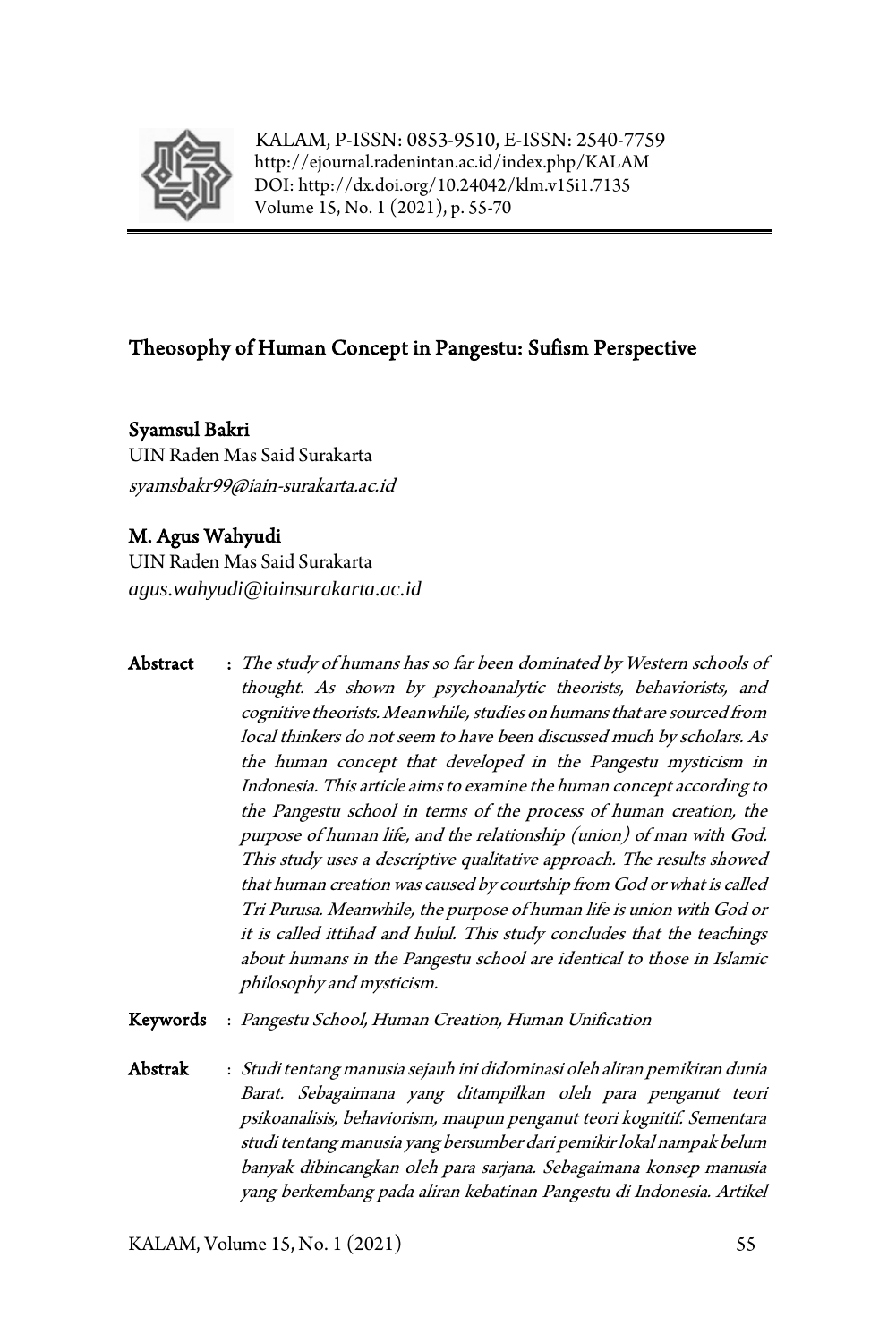KALAM, P-ISSN: 0853-9510, E-ISSN: 2540-7759
http://ejournal.radenintan.ac.id/index.php/KALAM
DOI: http://dx.doi.org/10.24042/klm.v15i1.7135
Volume 15, No. 1 (2021), p. 55-70

# Theosophy of Human Concept in Pangestu: Sufism Perspective

**Syamsul Bakri**
UIN Raden Mas Said Surakarta
*syamsbakr99@iain-surakarta.ac.id*

**M. Agus Wahyudi**
UIN Raden Mas Said Surakarta
*agus.wahyudi@iainsurakarta.ac.id*

**Abstract** : *The study of humans has so far been dominated by Western schools of thought. As shown by psychoanalytic theorists, behaviorists, and cognitive theorists. Meanwhile, studies on humans that are sourced from local thinkers do not seem to have been discussed much by scholars. As the human concept that developed in the Pangestu mysticism in Indonesia. This article aims to examine the human concept according to the Pangestu school in terms of the process of human creation, the purpose of human life, and the relationship (union) of man with God. This study uses a descriptive qualitative approach. The results showed that human creation was caused by courtship from God or what is called Tri Purusa. Meanwhile, the purpose of human life is union with God or it is called ittihad and hulul. This study concludes that the teachings about humans in the Pangestu school are identical to those in Islamic philosophy and mysticism.*

**Keywords** : *Pangestu School, Human Creation, Human Unification*

**Abstrak** : *Studi tentang manusia sejauh ini didominasi oleh aliran pemikiran dunia Barat. Sebagaimana yang ditampilkan oleh para penganut teori psikoanalisis, behaviorism, maupun penganut teori kognitif. Sementara studi tentang manusia yang bersumber dari pemikir lokal nampak belum banyak dibincangkan oleh para sarjana. Sebagaimana konsep manusia yang berkembang pada aliran kebatinan Pangestu di Indonesia. Artikel*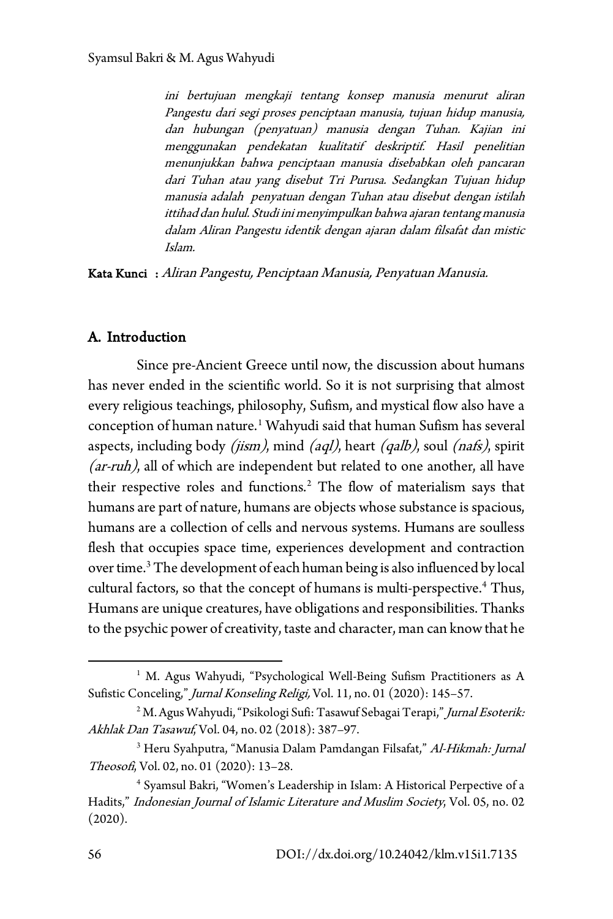*ini bertujuan mengkaji tentang konsep manusia menurut aliran Pangestu dari segi proses penciptaan manusia, tujuan hidup manusia, dan hubungan (penyatuan) manusia dengan Tuhan. Kajian ini menggunakan pendekatan kualitatif deskriptif. Hasil penelitian menunjukkan bahwa penciptaan manusia disebabkan oleh pancaran dari Tuhan atau yang disebut Tri Purusa. Sedangkan Tujuan hidup manusia adalah penyatuan dengan Tuhan atau disebut dengan istilah ittihad dan hulul. Studi ini menyimpulkan bahwa ajaran tentang manusia dalam Aliran Pangestu identik dengan ajaran dalam filsafat dan mistic Islam.*

**Kata Kunci** : *Aliran Pangestu, Penciptaan Manusia, Penyatuan Manusia.*

## A. Introduction

Since pre-Ancient Greece until now, the discussion about humans has never ended in the scientific world. So it is not surprising that almost every religious teachings, philosophy, Sufism, and mystical flow also have a conception of human nature.[1] Wahyudi said that human Sufism has several aspects, including body *(jism)*, mind *(aql)*, heart *(qalb)*, soul *(nafs)*, spirit *(ar-ruh)*, all of which are independent but related to one another, all have their respective roles and functions.[2] The flow of materialism says that humans are part of nature, humans are objects whose substance is spacious, humans are a collection of cells and nervous systems. Humans are soulless flesh that occupies space time, experiences development and contraction over time.[3] The development of each human being is also influenced by local cultural factors, so that the concept of humans is multi-perspective.[4] Thus, Humans are unique creatures, have obligations and responsibilities. Thanks to the psychic power of creativity, taste and character, man can know that he

---

[1] M. Agus Wahyudi, "Psychological Well-Being Sufism Practitioners as A Sufistic Conceling," *Jurnal Konseling Religi,* Vol. 11, no. 01 (2020): 145–57.

[2] M. Agus Wahyudi, "Psikologi Sufi: Tasawuf Sebagai Terapi," *Jurnal Esoterik: Akhlak Dan Tasawuf*, Vol. 04, no. 02 (2018): 387–97.

[3] Heru Syahputra, "Manusia Dalam Pamdangan Filsafat," *Al-Hikmah: Jurnal Theosofi*, Vol. 02, no. 01 (2020): 13–28.

[4] Syamsul Bakri, "Women's Leadership in Islam: A Historical Perpective of a Hadits," *Indonesian Journal of Islamic Literature and Muslim Society*, Vol. 05, no. 02 (2020).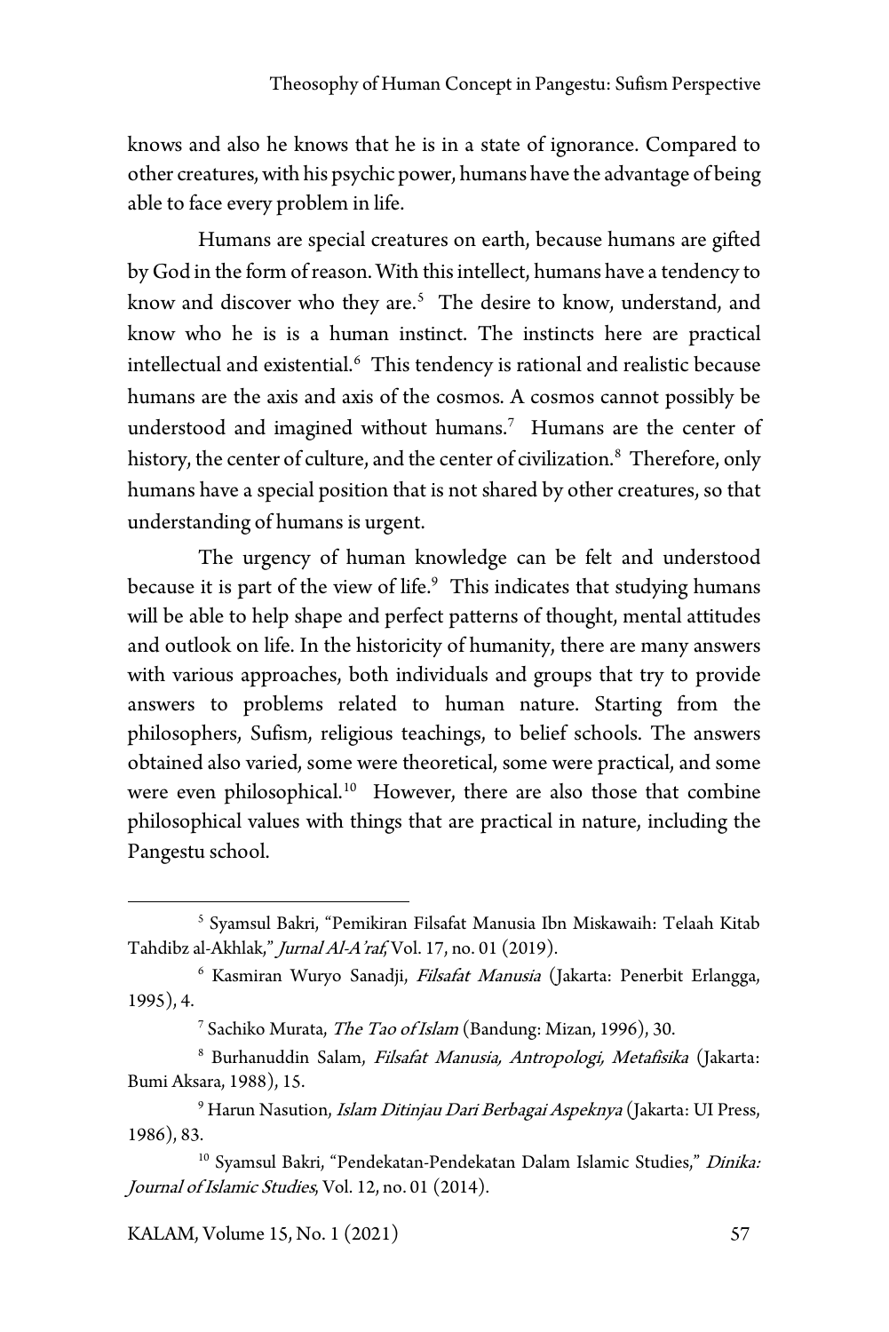knows and also he knows that he is in a state of ignorance. Compared to other creatures, with his psychic power, humans have the advantage of being able to face every problem in life.

Humans are special creatures on earth, because humans are gifted by God in the form of reason. With this intellect, humans have a tendency to know and discover who they are.[5] The desire to know, understand, and know who he is is a human instinct. The instincts here are practical intellectual and existential.[6] This tendency is rational and realistic because humans are the axis and axis of the cosmos. A cosmos cannot possibly be understood and imagined without humans.[7] Humans are the center of history, the center of culture, and the center of civilization.[8] Therefore, only humans have a special position that is not shared by other creatures, so that understanding of humans is urgent.

The urgency of human knowledge can be felt and understood because it is part of the view of life.[9] This indicates that studying humans will be able to help shape and perfect patterns of thought, mental attitudes and outlook on life. In the historicity of humanity, there are many answers with various approaches, both individuals and groups that try to provide answers to problems related to human nature. Starting from the philosophers, Sufism, religious teachings, to belief schools. The answers obtained also varied, some were theoretical, some were practical, and some were even philosophical.[10] However, there are also those that combine philosophical values with things that are practical in nature, including the Pangestu school.

---

[5] Syamsul Bakri, "Pemikiran Filsafat Manusia Ibn Miskawaih: Telaah Kitab Tahdibz al-Akhlak," *Jurnal Al-A'raf*, Vol. 17, no. 01 (2019).

[6] Kasmiran Wuryo Sanadji, *Filsafat Manusia* (Jakarta: Penerbit Erlangga, 1995), 4.

[7] Sachiko Murata, *The Tao of Islam* (Bandung: Mizan, 1996), 30.

[8] Burhanuddin Salam, *Filsafat Manusia, Antropologi, Metafisika* (Jakarta: Bumi Aksara, 1988), 15.

[9] Harun Nasution, *Islam Ditinjau Dari Berbagai Aspeknya* (Jakarta: UI Press, 1986), 83.

[10] Syamsul Bakri, "Pendekatan-Pendekatan Dalam Islamic Studies," *Dinika: Journal of Islamic Studies*, Vol. 12, no. 01 (2014).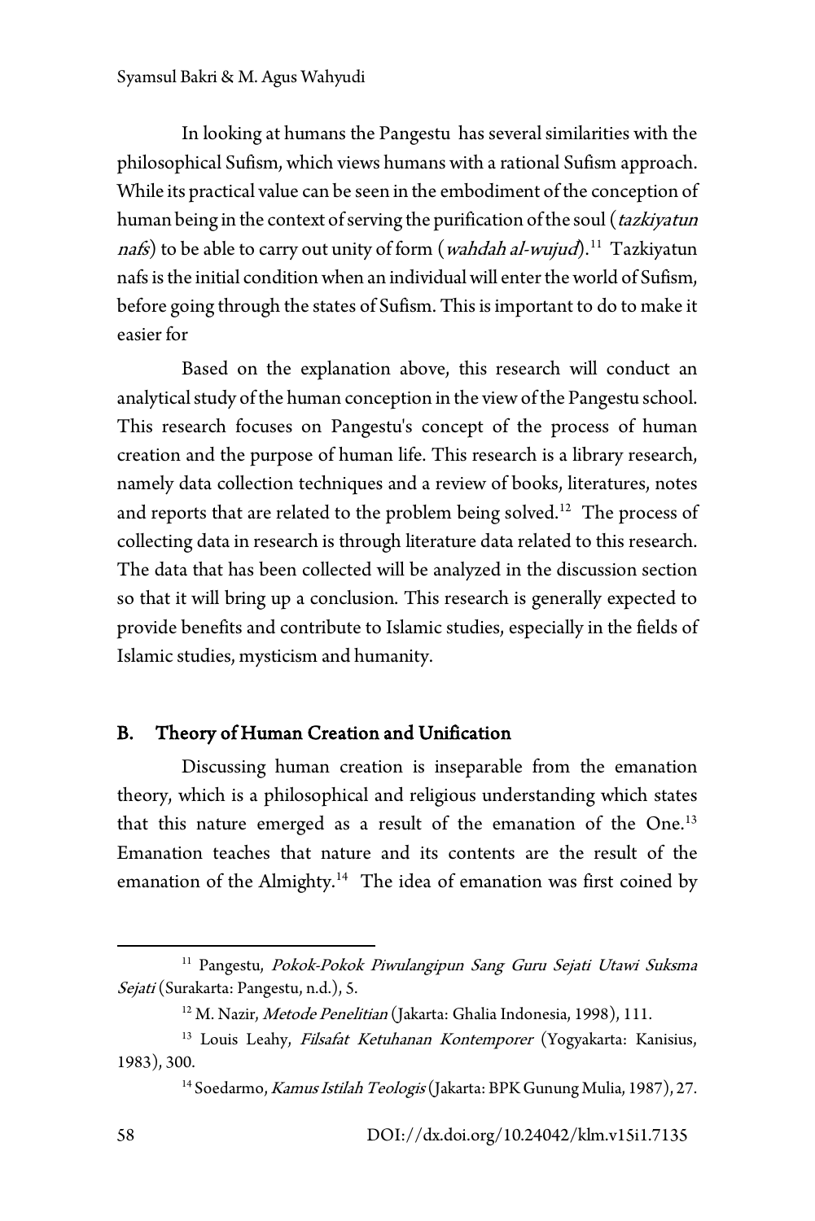In looking at humans the Pangestu has several similarities with the philosophical Sufism, which views humans with a rational Sufism approach. While its practical value can be seen in the embodiment of the conception of human being in the context of serving the purification of the soul (*tazkiyatun nafs*) to be able to carry out unity of form (*wahdah al-wujud*).[11] Tazkiyatun nafs is the initial condition when an individual will enter the world of Sufism, before going through the states of Sufism. This is important to do to make it easier for

Based on the explanation above, this research will conduct an analytical study of the human conception in the view of the Pangestu school. This research focuses on Pangestu's concept of the process of human creation and the purpose of human life. This research is a library research, namely data collection techniques and a review of books, literatures, notes and reports that are related to the problem being solved.[12] The process of collecting data in research is through literature data related to this research. The data that has been collected will be analyzed in the discussion section so that it will bring up a conclusion. This research is generally expected to provide benefits and contribute to Islamic studies, especially in the fields of Islamic studies, mysticism and humanity.

## B. Theory of Human Creation and Unification

Discussing human creation is inseparable from the emanation theory, which is a philosophical and religious understanding which states that this nature emerged as a result of the emanation of the One.[13] Emanation teaches that nature and its contents are the result of the emanation of the Almighty.[14] The idea of emanation was first coined by

---

[11] Pangestu, *Pokok-Pokok Piwulangipun Sang Guru Sejati Utawi Suksma Sejati* (Surakarta: Pangestu, n.d.), 5.

[12] M. Nazir, *Metode Penelitian* (Jakarta: Ghalia Indonesia, 1998), 111.

[13] Louis Leahy, *Filsafat Ketuhanan Kontemporer* (Yogyakarta: Kanisius, 1983), 300.

[14] Soedarmo, *Kamus Istilah Teologis* (Jakarta: BPK Gunung Mulia, 1987), 27.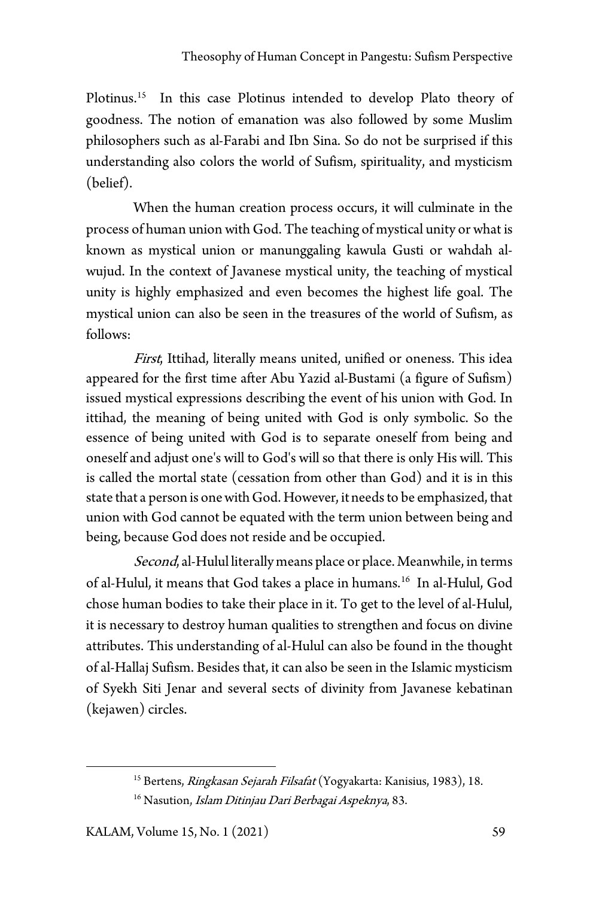Plotinus.[15] In this case Plotinus intended to develop Plato theory of goodness. The notion of emanation was also followed by some Muslim philosophers such as al-Farabi and Ibn Sina. So do not be surprised if this understanding also colors the world of Sufism, spirituality, and mysticism (belief).

When the human creation process occurs, it will culminate in the process of human union with God. The teaching of mystical unity or what is known as mystical union or manunggaling kawula Gusti or wahdah al-wujud. In the context of Javanese mystical unity, the teaching of mystical unity is highly emphasized and even becomes the highest life goal. The mystical union can also be seen in the treasures of the world of Sufism, as follows:

*First*, Ittihad, literally means united, unified or oneness. This idea appeared for the first time after Abu Yazid al-Bustami (a figure of Sufism) issued mystical expressions describing the event of his union with God. In ittihad, the meaning of being united with God is only symbolic. So the essence of being united with God is to separate oneself from being and oneself and adjust one's will to God's will so that there is only His will. This is called the mortal state (cessation from other than God) and it is in this state that a person is one with God. However, it needs to be emphasized, that union with God cannot be equated with the term union between being and being, because God does not reside and be occupied.

*Second*, al-Hulul literally means place or place. Meanwhile, in terms of al-Hulul, it means that God takes a place in humans.[16] In al-Hulul, God chose human bodies to take their place in it. To get to the level of al-Hulul, it is necessary to destroy human qualities to strengthen and focus on divine attributes. This understanding of al-Hulul can also be found in the thought of al-Hallaj Sufism. Besides that, it can also be seen in the Islamic mysticism of Syekh Siti Jenar and several sects of divinity from Javanese kebatinan (kejawen) circles.

---

[15] Bertens, *Ringkasan Sejarah Filsafat* (Yogyakarta: Kanisius, 1983), 18.

[16] Nasution, *Islam Ditinjau Dari Berbagai Aspeknya*, 83.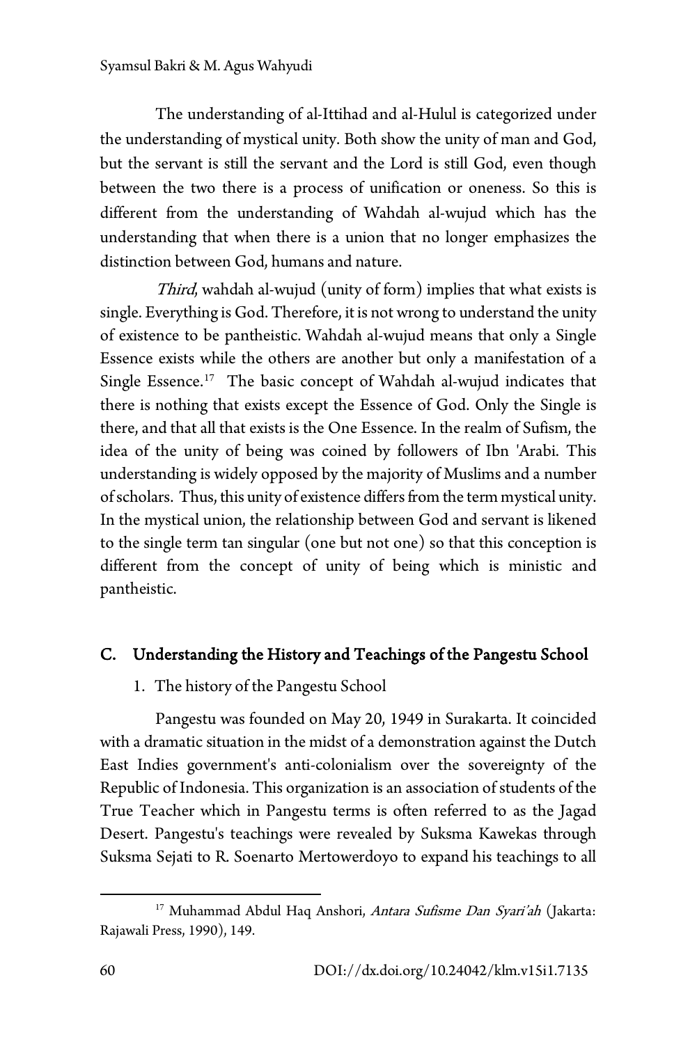The understanding of al-Ittihad and al-Hulul is categorized under the understanding of mystical unity. Both show the unity of man and God, but the servant is still the servant and the Lord is still God, even though between the two there is a process of unification or oneness. So this is different from the understanding of Wahdah al-wujud which has the understanding that when there is a union that no longer emphasizes the distinction between God, humans and nature.

*Third*, wahdah al-wujud (unity of form) implies that what exists is single. Everything is God. Therefore, it is not wrong to understand the unity of existence to be pantheistic. Wahdah al-wujud means that only a Single Essence exists while the others are another but only a manifestation of a Single Essence.[17] The basic concept of Wahdah al-wujud indicates that there is nothing that exists except the Essence of God. Only the Single is there, and that all that exists is the One Essence. In the realm of Sufism, the idea of the unity of being was coined by followers of Ibn 'Arabi. This understanding is widely opposed by the majority of Muslims and a number of scholars. Thus, this unity of existence differs from the term mystical unity. In the mystical union, the relationship between God and servant is likened to the single term tan singular (one but not one) so that this conception is different from the concept of unity of being which is ministic and pantheistic.

## C. Understanding the History and Teachings of the Pangestu School

### 1. The history of the Pangestu School

Pangestu was founded on May 20, 1949 in Surakarta. It coincided with a dramatic situation in the midst of a demonstration against the Dutch East Indies government's anti-colonialism over the sovereignty of the Republic of Indonesia. This organization is an association of students of the True Teacher which in Pangestu terms is often referred to as the Jagad Desert. Pangestu's teachings were revealed by Suksma Kawekas through Suksma Sejati to R. Soenarto Mertowerdoyo to expand his teachings to all

---

[17] Muhammad Abdul Haq Anshori, *Antara Sufisme Dan Syari'ah* (Jakarta: Rajawali Press, 1990), 149.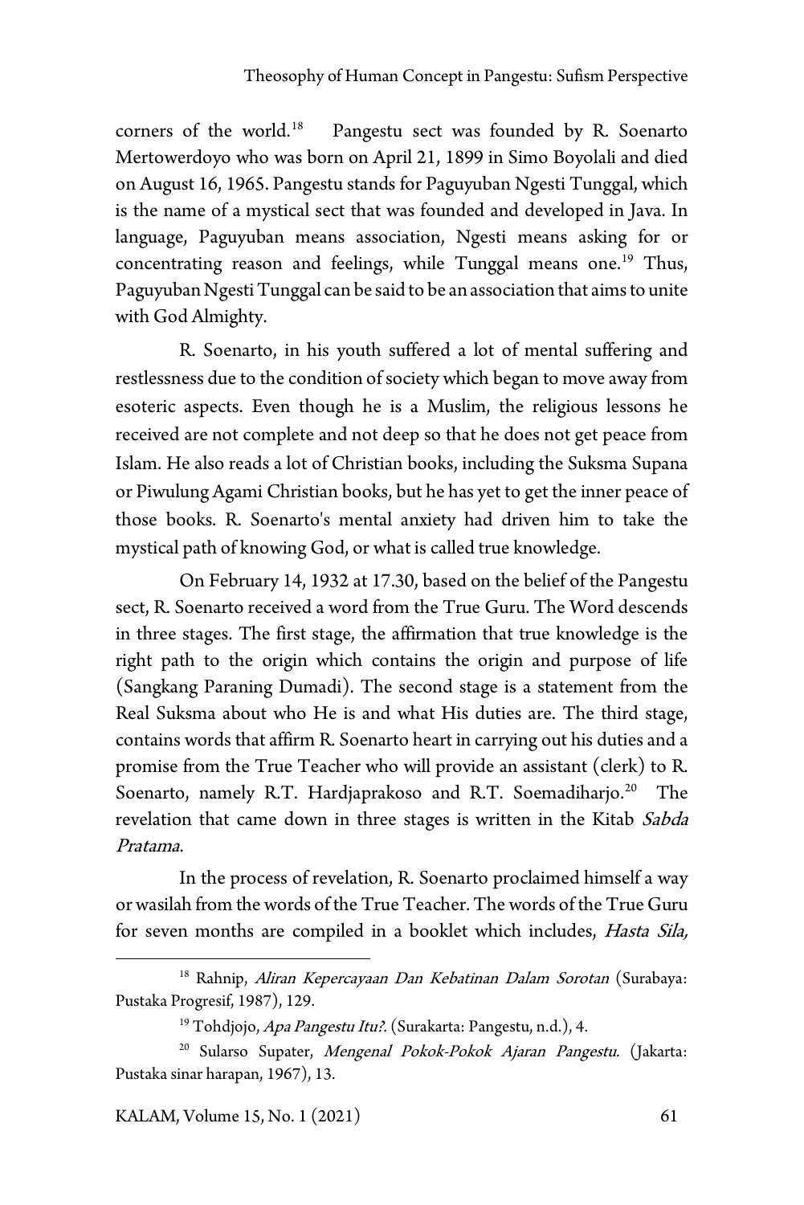corners of the world.[18] Pangestu sect was founded by R. Soenarto Mertowerdoyo who was born on April 21, 1899 in Simo Boyolali and died on August 16, 1965. Pangestu stands for Paguyuban Ngesti Tunggal, which is the name of a mystical sect that was founded and developed in Java. In language, Paguyuban means association, Ngesti means asking for or concentrating reason and feelings, while Tunggal means one.[19] Thus, Paguyuban Ngesti Tunggal can be said to be an association that aims to unite with God Almighty.

R. Soenarto, in his youth suffered a lot of mental suffering and restlessness due to the condition of society which began to move away from esoteric aspects. Even though he is a Muslim, the religious lessons he received are not complete and not deep so that he does not get peace from Islam. He also reads a lot of Christian books, including the Suksma Supana or Piwulung Agami Christian books, but he has yet to get the inner peace of those books. R. Soenarto's mental anxiety had driven him to take the mystical path of knowing God, or what is called true knowledge.

On February 14, 1932 at 17.30, based on the belief of the Pangestu sect, R. Soenarto received a word from the True Guru. The Word descends in three stages. The first stage, the affirmation that true knowledge is the right path to the origin which contains the origin and purpose of life (Sangkang Paraning Dumadi). The second stage is a statement from the Real Suksma about who He is and what His duties are. The third stage, contains words that affirm R. Soenarto heart in carrying out his duties and a promise from the True Teacher who will provide an assistant (clerk) to R. Soenarto, namely R.T. Hardjaprakoso and R.T. Soemadiharjo.[20] The revelation that came down in three stages is written in the Kitab *Sabda Pratama*.

In the process of revelation, R. Soenarto proclaimed himself a way or wasilah from the words of the True Teacher. The words of the True Guru for seven months are compiled in a booklet which includes, *Hasta Sila,*

---

[18] Rahnip, *Aliran Kepercayaan Dan Kebatinan Dalam Sorotan* (Surabaya: Pustaka Progresif, 1987), 129.

[19] Tohdjojo, *Apa Pangestu Itu?.* (Surakarta: Pangestu, n.d.), 4.

[20] Sularso Supater, *Mengenal Pokok-Pokok Ajaran Pangestu.* (Jakarta: Pustaka sinar harapan, 1967), 13.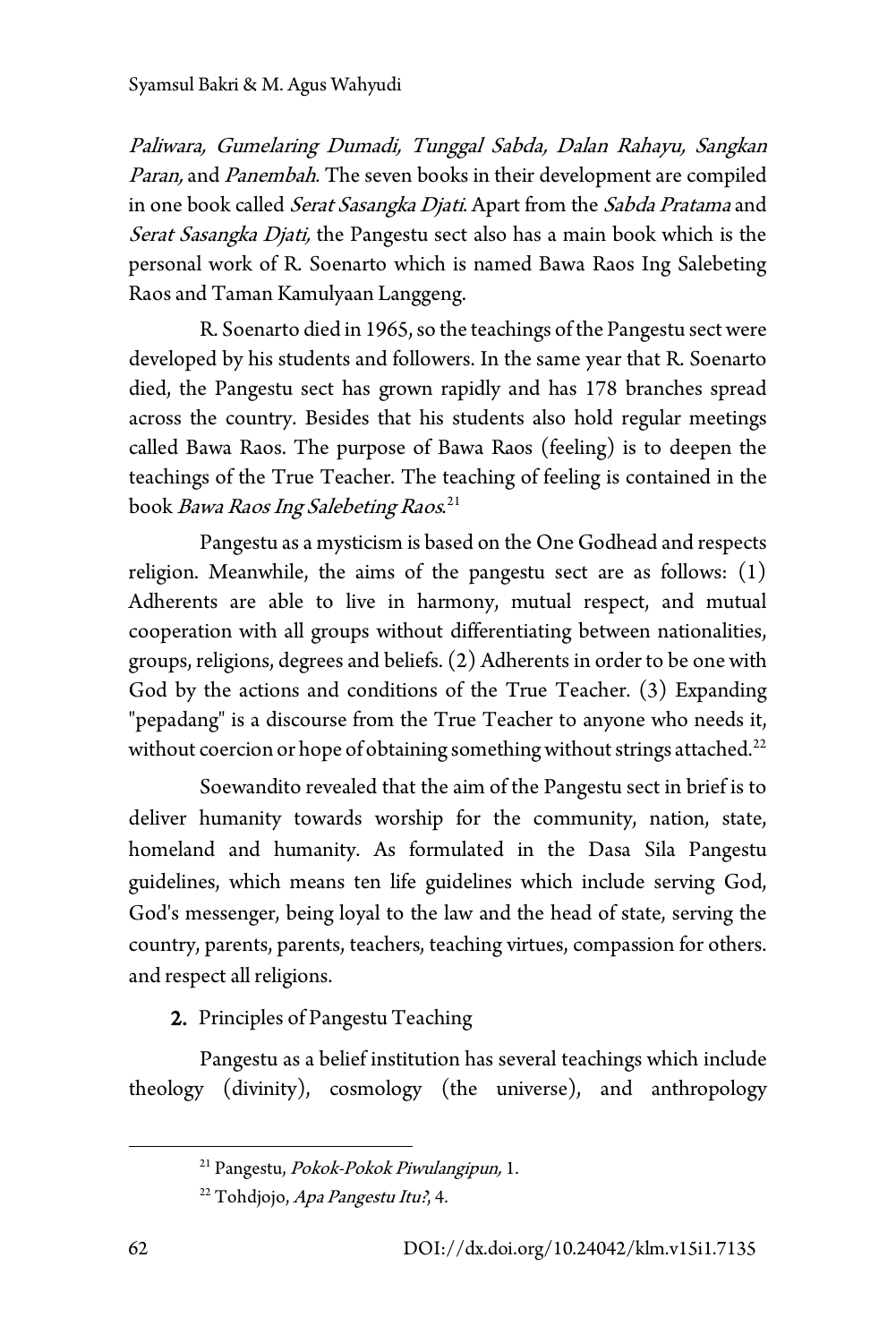*Paliwara, Gumelaring Dumadi, Tunggal Sabda, Dalan Rahayu, Sangkan Paran,* and *Panembah*. The seven books in their development are compiled in one book called *Serat Sasangka Djati*. Apart from the *Sabda Pratama* and *Serat Sasangka Djati,* the Pangestu sect also has a main book which is the personal work of R. Soenarto which is named Bawa Raos Ing Salebeting Raos and Taman Kamulyaan Langgeng.

R. Soenarto died in 1965, so the teachings of the Pangestu sect were developed by his students and followers. In the same year that R. Soenarto died, the Pangestu sect has grown rapidly and has 178 branches spread across the country. Besides that his students also hold regular meetings called Bawa Raos. The purpose of Bawa Raos (feeling) is to deepen the teachings of the True Teacher. The teaching of feeling is contained in the book *Bawa Raos Ing Salebeting Raos*.[21]

Pangestu as a mysticism is based on the One Godhead and respects religion. Meanwhile, the aims of the pangestu sect are as follows: (1) Adherents are able to live in harmony, mutual respect, and mutual cooperation with all groups without differentiating between nationalities, groups, religions, degrees and beliefs. (2) Adherents in order to be one with God by the actions and conditions of the True Teacher. (3) Expanding "pepadang" is a discourse from the True Teacher to anyone who needs it, without coercion or hope of obtaining something without strings attached.[22]

Soewandito revealed that the aim of the Pangestu sect in brief is to deliver humanity towards worship for the community, nation, state, homeland and humanity. As formulated in the Dasa Sila Pangestu guidelines, which means ten life guidelines which include serving God, God's messenger, being loyal to the law and the head of state, serving the country, parents, parents, teachers, teaching virtues, compassion for others. and respect all religions.

**2.** Principles of Pangestu Teaching

Pangestu as a belief institution has several teachings which include theology (divinity), cosmology (the universe), and anthropology

---

[21] Pangestu, *Pokok-Pokok Piwulangipun,* 1.

[22] Tohdjojo, *Apa Pangestu Itu?*, 4.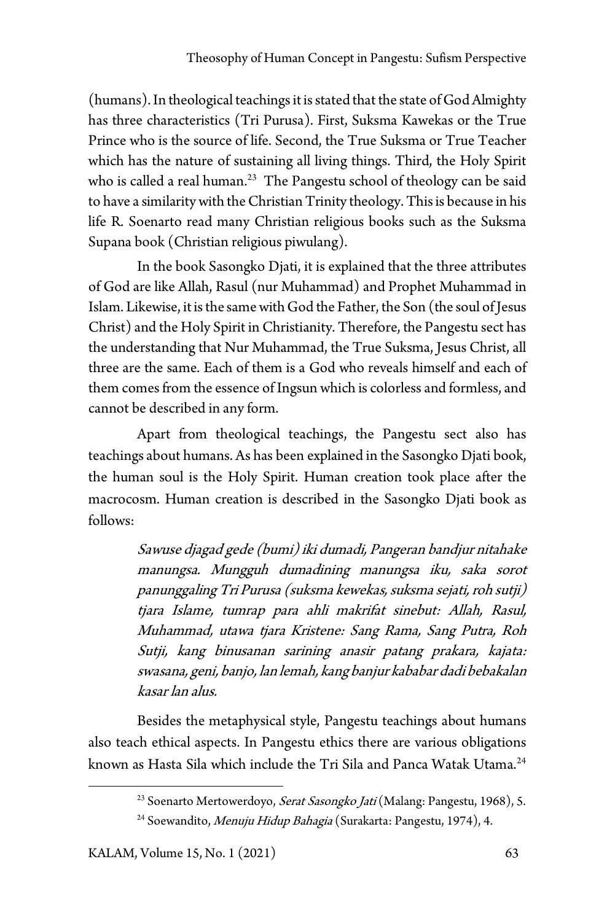(humans). In theological teachings it is stated that the state of God Almighty has three characteristics (Tri Purusa). First, Suksma Kawekas or the True Prince who is the source of life. Second, the True Suksma or True Teacher which has the nature of sustaining all living things. Third, the Holy Spirit who is called a real human.[23] The Pangestu school of theology can be said to have a similarity with the Christian Trinity theology. This is because in his life R. Soenarto read many Christian religious books such as the Suksma Supana book (Christian religious piwulang).

In the book Sasongko Djati, it is explained that the three attributes of God are like Allah, Rasul (nur Muhammad) and Prophet Muhammad in Islam. Likewise, it is the same with God the Father, the Son (the soul of Jesus Christ) and the Holy Spirit in Christianity. Therefore, the Pangestu sect has the understanding that Nur Muhammad, the True Suksma, Jesus Christ, all three are the same. Each of them is a God who reveals himself and each of them comes from the essence of Ingsun which is colorless and formless, and cannot be described in any form.

Apart from theological teachings, the Pangestu sect also has teachings about humans. As has been explained in the Sasongko Djati book, the human soul is the Holy Spirit. Human creation took place after the macrocosm. Human creation is described in the Sasongko Djati book as follows:

> *Sawuse djagad gede (bumi) iki dumadi, Pangeran bandjur nitahake manungsa. Mungguh dumadining manungsa iku, saka sorot panunggaling Tri Purusa (suksma kewekas, suksma sejati, roh sutji) tjara Islame, tumrap para ahli makrifat sinebut: Allah, Rasul, Muhammad, utawa tjara Kristene: Sang Rama, Sang Putra, Roh Sutji, kang binusanan sarining anasir patang prakara, kajata: swasana, geni, banjo, lan lemah, kang banjur kababar dadi bebakalan kasar lan alus.*

Besides the metaphysical style, Pangestu teachings about humans also teach ethical aspects. In Pangestu ethics there are various obligations known as Hasta Sila which include the Tri Sila and Panca Watak Utama.[24]

---

[23] Soenarto Mertowerdoyo, *Serat Sasongko Jati* (Malang: Pangestu, 1968), 5.

[24] Soewandito, *Menuju Hidup Bahagia* (Surakarta: Pangestu, 1974), 4.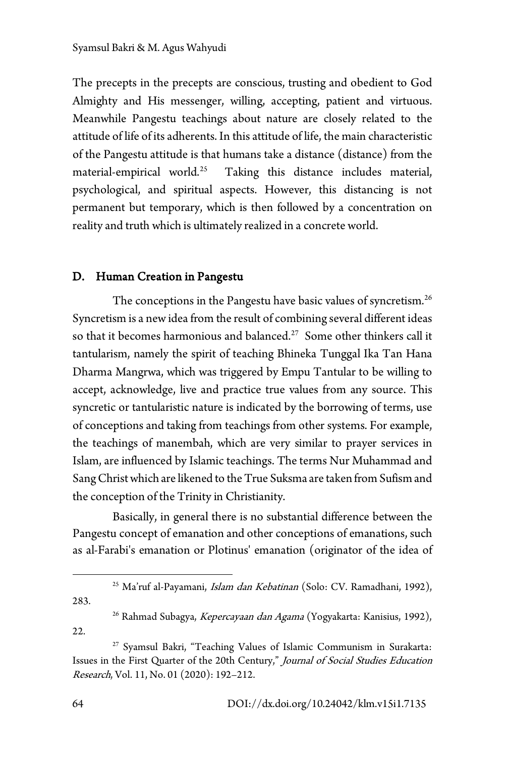The precepts in the precepts are conscious, trusting and obedient to God Almighty and His messenger, willing, accepting, patient and virtuous. Meanwhile Pangestu teachings about nature are closely related to the attitude of life of its adherents. In this attitude of life, the main characteristic of the Pangestu attitude is that humans take a distance (distance) from the material-empirical world.[25] Taking this distance includes material, psychological, and spiritual aspects. However, this distancing is not permanent but temporary, which is then followed by a concentration on reality and truth which is ultimately realized in a concrete world.

## D. Human Creation in Pangestu

The conceptions in the Pangestu have basic values of syncretism.[26] Syncretism is a new idea from the result of combining several different ideas so that it becomes harmonious and balanced.[27] Some other thinkers call it tantularism, namely the spirit of teaching Bhineka Tunggal Ika Tan Hana Dharma Mangrwa, which was triggered by Empu Tantular to be willing to accept, acknowledge, live and practice true values from any source. This syncretic or tantularistic nature is indicated by the borrowing of terms, use of conceptions and taking from teachings from other systems. For example, the teachings of manembah, which are very similar to prayer services in Islam, are influenced by Islamic teachings. The terms Nur Muhammad and Sang Christ which are likened to the True Suksma are taken from Sufism and the conception of the Trinity in Christianity.

Basically, in general there is no substantial difference between the Pangestu concept of emanation and other conceptions of emanations, such as al-Farabi's emanation or Plotinus' emanation (originator of the idea of

---

[25] Ma'ruf al-Payamani, *Islam dan Kebatinan* (Solo: CV. Ramadhani, 1992), 283.

[26] Rahmad Subagya, *Kepercayaan dan Agama* (Yogyakarta: Kanisius, 1992), 22.

[27] Syamsul Bakri, "Teaching Values of Islamic Communism in Surakarta: Issues in the First Quarter of the 20th Century," *Journal of Social Studies Education Research*, Vol. 11, No. 01 (2020): 192–212.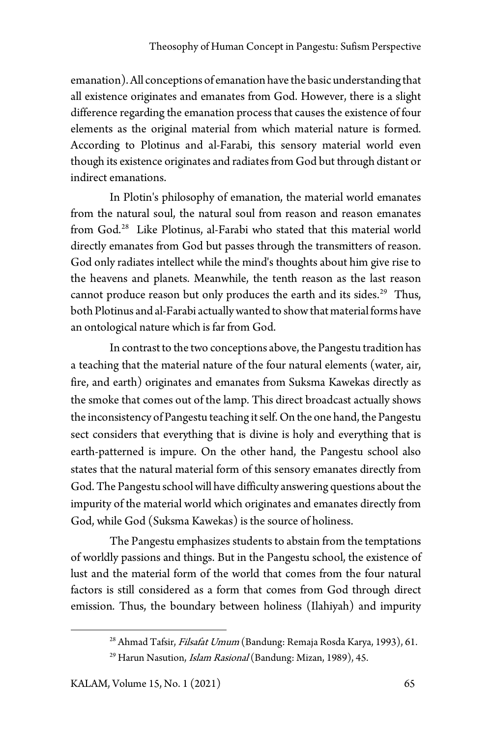emanation). All conceptions of emanation have the basic understanding that all existence originates and emanates from God. However, there is a slight difference regarding the emanation process that causes the existence of four elements as the original material from which material nature is formed. According to Plotinus and al-Farabi, this sensory material world even though its existence originates and radiates from God but through distant or indirect emanations.

In Plotin's philosophy of emanation, the material world emanates from the natural soul, the natural soul from reason and reason emanates from God.[28] Like Plotinus, al-Farabi who stated that this material world directly emanates from God but passes through the transmitters of reason. God only radiates intellect while the mind's thoughts about him give rise to the heavens and planets. Meanwhile, the tenth reason as the last reason cannot produce reason but only produces the earth and its sides.[29] Thus, both Plotinus and al-Farabi actually wanted to show that material forms have an ontological nature which is far from God.

In contrast to the two conceptions above, the Pangestu tradition has a teaching that the material nature of the four natural elements (water, air, fire, and earth) originates and emanates from Suksma Kawekas directly as the smoke that comes out of the lamp. This direct broadcast actually shows the inconsistency of Pangestu teaching it self. On the one hand, the Pangestu sect considers that everything that is divine is holy and everything that is earth-patterned is impure. On the other hand, the Pangestu school also states that the natural material form of this sensory emanates directly from God. The Pangestu school will have difficulty answering questions about the impurity of the material world which originates and emanates directly from God, while God (Suksma Kawekas) is the source of holiness.

The Pangestu emphasizes students to abstain from the temptations of worldly passions and things. But in the Pangestu school, the existence of lust and the material form of the world that comes from the four natural factors is still considered as a form that comes from God through direct emission. Thus, the boundary between holiness (Ilahiyah) and impurity

---

[28] Ahmad Tafsir, *Filsafat Umum* (Bandung: Remaja Rosda Karya, 1993), 61.

[29] Harun Nasution, *Islam Rasional* (Bandung: Mizan, 1989), 45.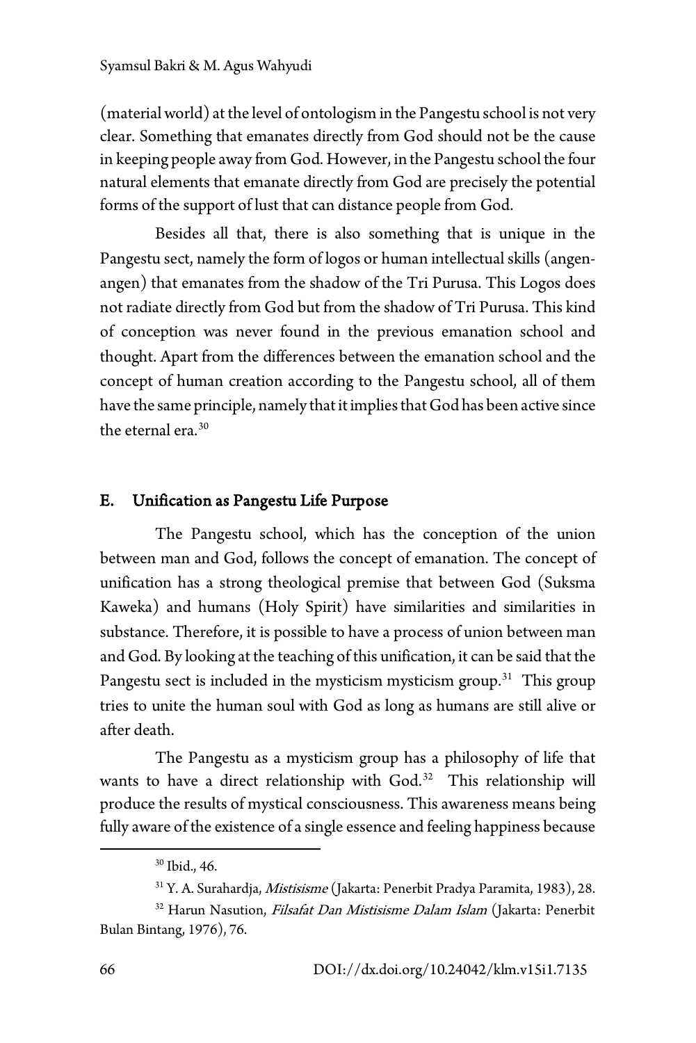(material world) at the level of ontologism in the Pangestu school is not very clear. Something that emanates directly from God should not be the cause in keeping people away from God. However, in the Pangestu school the four natural elements that emanate directly from God are precisely the potential forms of the support of lust that can distance people from God.

Besides all that, there is also something that is unique in the Pangestu sect, namely the form of logos or human intellectual skills (angen-angen) that emanates from the shadow of the Tri Purusa. This Logos does not radiate directly from God but from the shadow of Tri Purusa. This kind of conception was never found in the previous emanation school and thought. Apart from the differences between the emanation school and the concept of human creation according to the Pangestu school, all of them have the same principle, namely that it implies that God has been active since the eternal era.[30]

## E. Unification as Pangestu Life Purpose

The Pangestu school, which has the conception of the union between man and God, follows the concept of emanation. The concept of unification has a strong theological premise that between God (Suksma Kaweka) and humans (Holy Spirit) have similarities and similarities in substance. Therefore, it is possible to have a process of union between man and God. By looking at the teaching of this unification, it can be said that the Pangestu sect is included in the mysticism mysticism group.[31] This group tries to unite the human soul with God as long as humans are still alive or after death.

The Pangestu as a mysticism group has a philosophy of life that wants to have a direct relationship with God.[32] This relationship will produce the results of mystical consciousness. This awareness means being fully aware of the existence of a single essence and feeling happiness because

---

[30] Ibid., 46.

[31] Y. A. Surahardja, *Mistisisme* (Jakarta: Penerbit Pradya Paramita, 1983), 28.

[32] Harun Nasution, *Filsafat Dan Mistisisme Dalam Islam* (Jakarta: Penerbit Bulan Bintang, 1976), 76.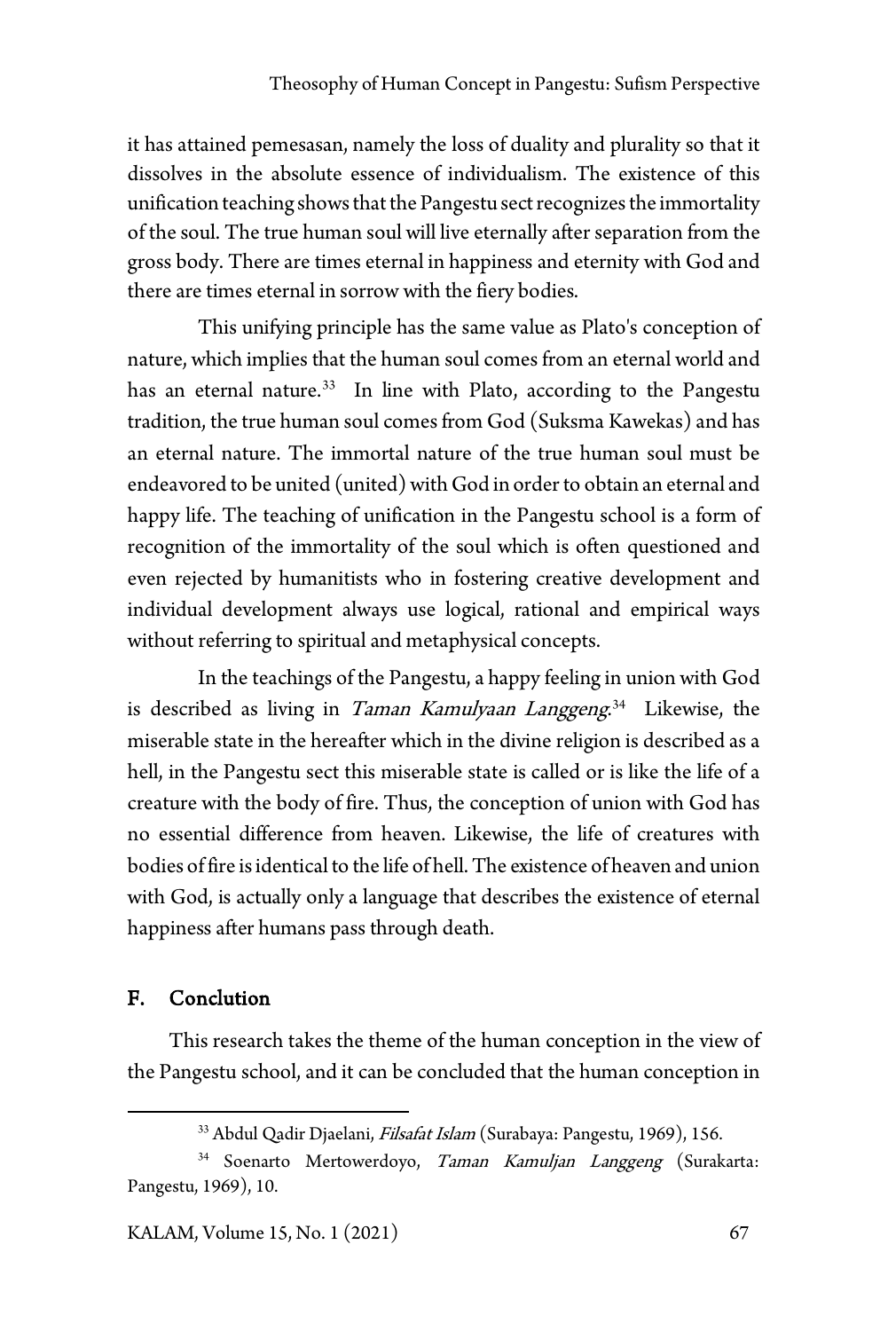it has attained pemesasan, namely the loss of duality and plurality so that it dissolves in the absolute essence of individualism. The existence of this unification teaching shows that the Pangestu sect recognizes the immortality of the soul. The true human soul will live eternally after separation from the gross body. There are times eternal in happiness and eternity with God and there are times eternal in sorrow with the fiery bodies.

This unifying principle has the same value as Plato's conception of nature, which implies that the human soul comes from an eternal world and has an eternal nature.[33] In line with Plato, according to the Pangestu tradition, the true human soul comes from God (Suksma Kawekas) and has an eternal nature. The immortal nature of the true human soul must be endeavored to be united (united) with God in order to obtain an eternal and happy life. The teaching of unification in the Pangestu school is a form of recognition of the immortality of the soul which is often questioned and even rejected by humanitists who in fostering creative development and individual development always use logical, rational and empirical ways without referring to spiritual and metaphysical concepts.

In the teachings of the Pangestu, a happy feeling in union with God is described as living in *Taman Kamulyaan Langgeng*.[34] Likewise, the miserable state in the hereafter which in the divine religion is described as a hell, in the Pangestu sect this miserable state is called or is like the life of a creature with the body of fire. Thus, the conception of union with God has no essential difference from heaven. Likewise, the life of creatures with bodies of fire is identical to the life of hell. The existence of heaven and union with God, is actually only a language that describes the existence of eternal happiness after humans pass through death.

## F. Conclution

This research takes the theme of the human conception in the view of the Pangestu school, and it can be concluded that the human conception in

---

[33] Abdul Qadir Djaelani, *Filsafat Islam* (Surabaya: Pangestu, 1969), 156.

[34] Soenarto Mertowerdoyo, *Taman Kamuljan Langgeng* (Surakarta: Pangestu, 1969), 10.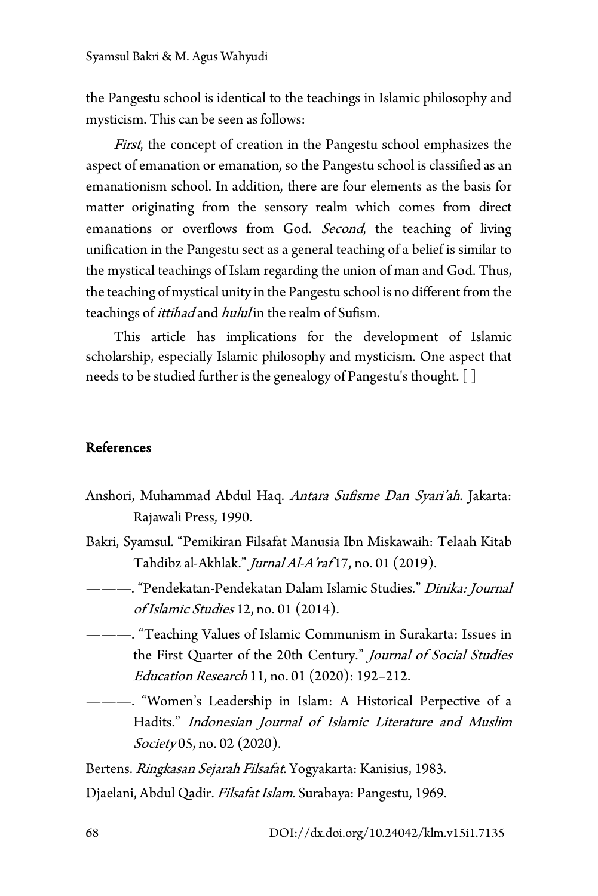the Pangestu school is identical to the teachings in Islamic philosophy and mysticism. This can be seen as follows:

*First*, the concept of creation in the Pangestu school emphasizes the aspect of emanation or emanation, so the Pangestu school is classified as an emanationism school. In addition, there are four elements as the basis for matter originating from the sensory realm which comes from direct emanations or overflows from God. *Second*, the teaching of living unification in the Pangestu sect as a general teaching of a belief is similar to the mystical teachings of Islam regarding the union of man and God. Thus, the teaching of mystical unity in the Pangestu school is no different from the teachings of *ittihad* and *hulul* in the realm of Sufism.

This article has implications for the development of Islamic scholarship, especially Islamic philosophy and mysticism. One aspect that needs to be studied further is the genealogy of Pangestu's thought. [ ]

## References

Anshori, Muhammad Abdul Haq. *Antara Sufisme Dan Syari'ah*. Jakarta: Rajawali Press, 1990.

Bakri, Syamsul. "Pemikiran Filsafat Manusia Ibn Miskawaih: Telaah Kitab Tahdibz al-Akhlak." *Jurnal Al-A'raf* 17, no. 01 (2019).

———. "Pendekatan-Pendekatan Dalam Islamic Studies." *Dinika: Journal of Islamic Studies* 12, no. 01 (2014).

———. "Teaching Values of Islamic Communism in Surakarta: Issues in the First Quarter of the 20th Century." *Journal of Social Studies Education Research* 11, no. 01 (2020): 192–212.

———. "Women's Leadership in Islam: A Historical Perpective of a Hadits." *Indonesian Journal of Islamic Literature and Muslim Society* 05, no. 02 (2020).

Bertens. *Ringkasan Sejarah Filsafat*. Yogyakarta: Kanisius, 1983.

Djaelani, Abdul Qadir. *Filsafat Islam*. Surabaya: Pangestu, 1969.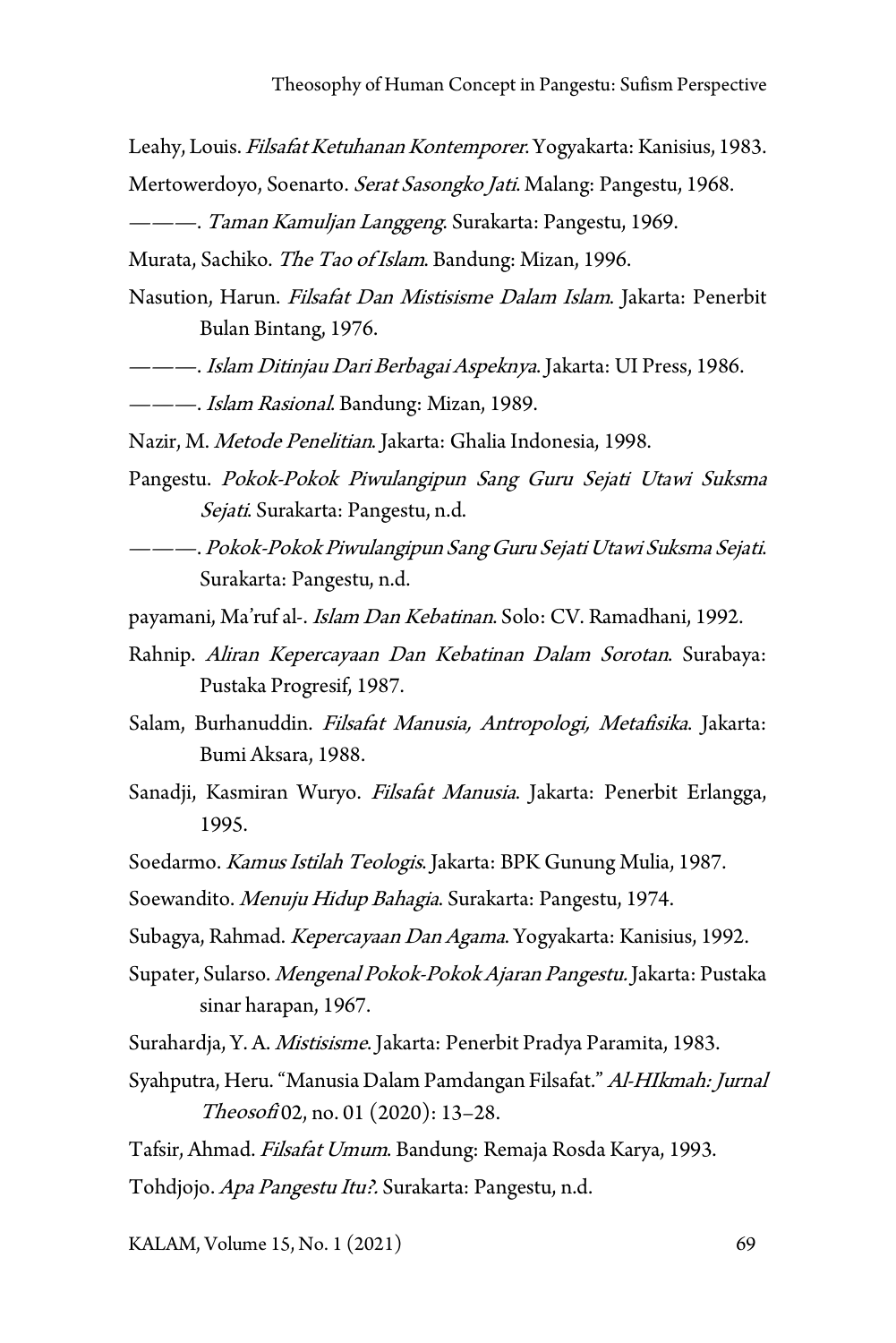Leahy, Louis. *Filsafat Ketuhanan Kontemporer*. Yogyakarta: Kanisius, 1983.

Mertowerdoyo, Soenarto. *Serat Sasongko Jati*. Malang: Pangestu, 1968.

———. *Taman Kamuljan Langgeng*. Surakarta: Pangestu, 1969.

Murata, Sachiko. *The Tao of Islam*. Bandung: Mizan, 1996.

Nasution, Harun. *Filsafat Dan Mistisisme Dalam Islam*. Jakarta: Penerbit Bulan Bintang, 1976.

———. *Islam Ditinjau Dari Berbagai Aspeknya*. Jakarta: UI Press, 1986.

———. *Islam Rasional*. Bandung: Mizan, 1989.

Nazir, M. *Metode Penelitian*. Jakarta: Ghalia Indonesia, 1998.

Pangestu. *Pokok-Pokok Piwulangipun Sang Guru Sejati Utawi Suksma Sejati*. Surakarta: Pangestu, n.d.

———. *Pokok-Pokok Piwulangipun Sang Guru Sejati Utawi Suksma Sejati*. Surakarta: Pangestu, n.d.

payamani, Ma'ruf al-. *Islam Dan Kebatinan*. Solo: CV. Ramadhani, 1992.

Rahnip. *Aliran Kepercayaan Dan Kebatinan Dalam Sorotan*. Surabaya: Pustaka Progresif, 1987.

Salam, Burhanuddin. *Filsafat Manusia, Antropologi, Metafisika*. Jakarta: Bumi Aksara, 1988.

Sanadji, Kasmiran Wuryo. *Filsafat Manusia*. Jakarta: Penerbit Erlangga, 1995.

Soedarmo. *Kamus Istilah Teologis*. Jakarta: BPK Gunung Mulia, 1987.

Soewandito. *Menuju Hidup Bahagia*. Surakarta: Pangestu, 1974.

Subagya, Rahmad. *Kepercayaan Dan Agama*. Yogyakarta: Kanisius, 1992.

Supater, Sularso. *Mengenal Pokok-Pokok Ajaran Pangestu*. Jakarta: Pustaka sinar harapan, 1967.

Surahardja, Y. A. *Mistisisme*. Jakarta: Penerbit Pradya Paramita, 1983.

Syahputra, Heru. "Manusia Dalam Pamdangan Filsafat." *Al-HIkmah: Jurnal Theosofi* 02, no. 01 (2020): 13–28.

Tafsir, Ahmad. *Filsafat Umum*. Bandung: Remaja Rosda Karya, 1993.

Tohdjojo. *Apa Pangestu Itu?*. Surakarta: Pangestu, n.d.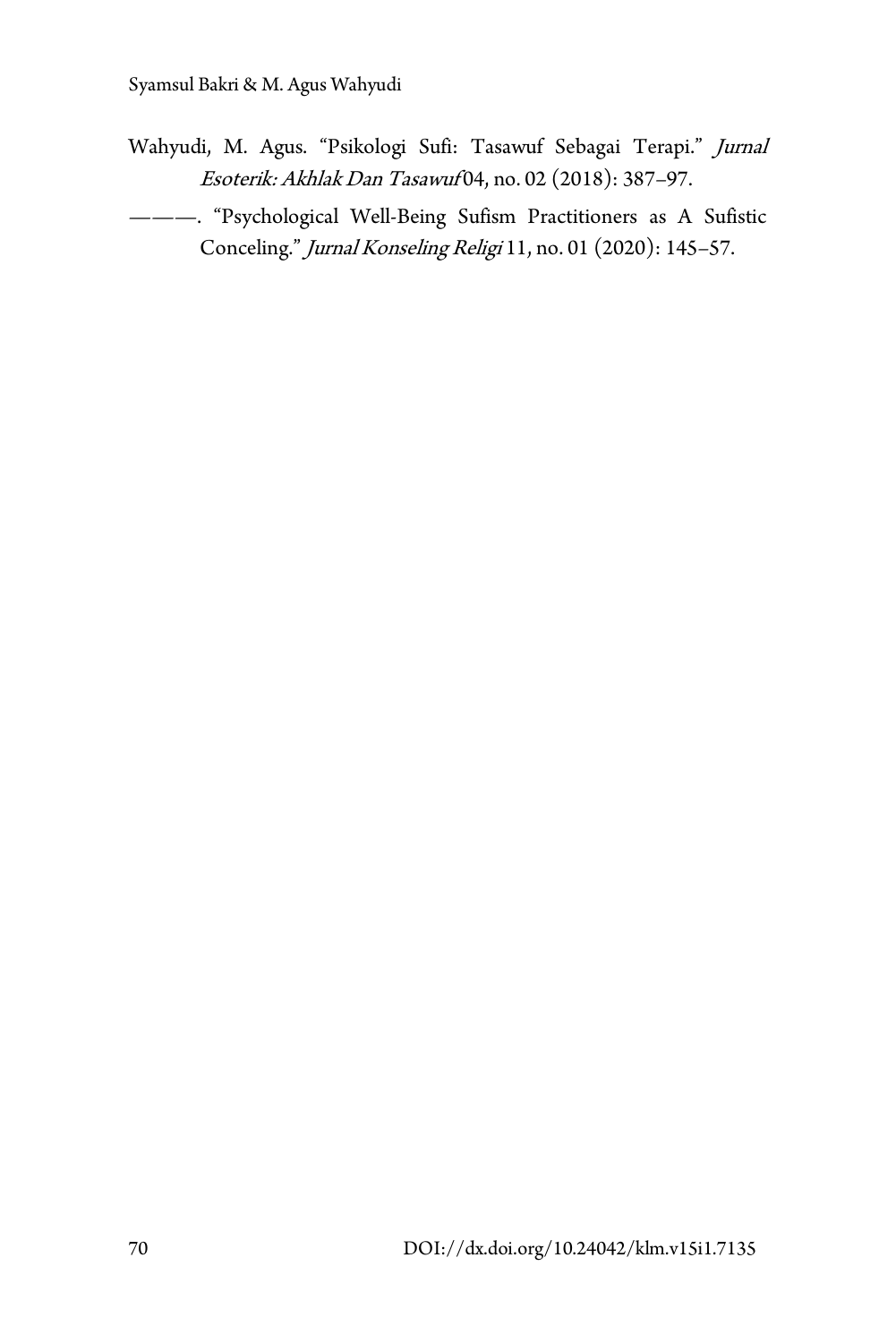Wahyudi, M. Agus. "Psikologi Sufi: Tasawuf Sebagai Terapi." *Jurnal Esoterik: Akhlak Dan Tasawuf* 04, no. 02 (2018): 387–97.

———. "Psychological Well-Being Sufism Practitioners as A Sufistic Conceling." *Jurnal Konseling Religi* 11, no. 01 (2020): 145–57.